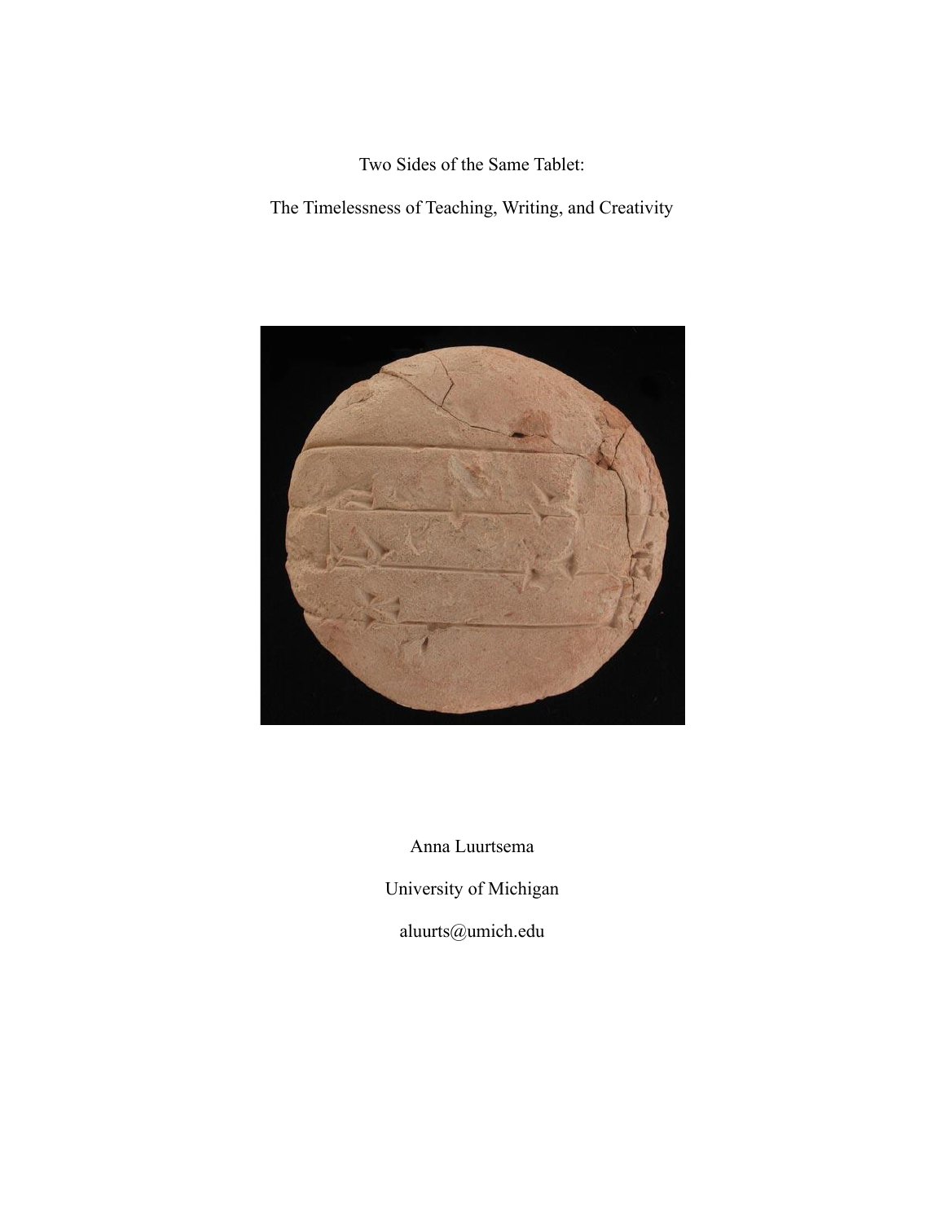# Two Sides of the Same Tablet:

## The Timelessness of Teaching, Writing, and Creativity

Anna Luurtsema

University of Michigan

aluurts@umich.edu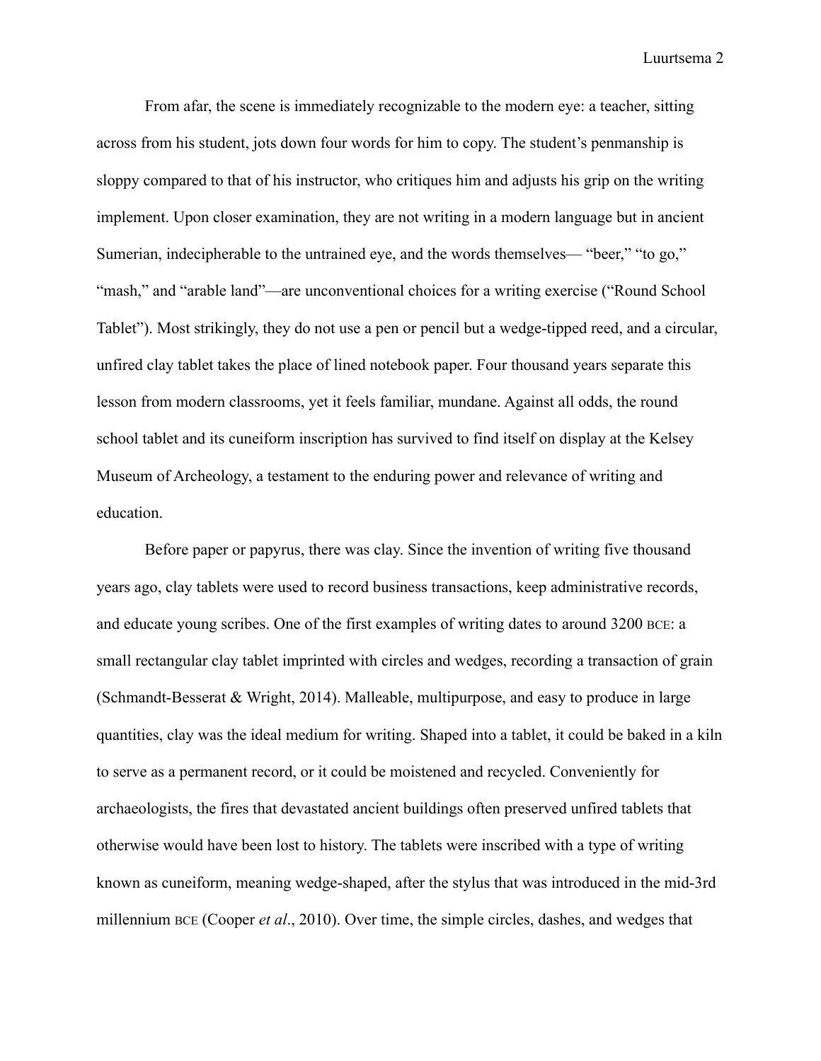From afar, the scene is immediately recognizable to the modern eye: a teacher, sitting across from his student, jots down four words for him to copy. The student's penmanship is sloppy compared to that of his instructor, who critiques him and adjusts his grip on the writing implement. Upon closer examination, they are not writing in a modern language but in ancient Sumerian, indecipherable to the untrained eye, and the words themselves— "beer," "to go," "mash," and "arable land"—are unconventional choices for a writing exercise ("Round School Tablet"). Most strikingly, they do not use a pen or pencil but a wedge-tipped reed, and a circular, unfired clay tablet takes the place of lined notebook paper. Four thousand years separate this lesson from modern classrooms, yet it feels familiar, mundane. Against all odds, the round school tablet and its cuneiform inscription has survived to find itself on display at the Kelsey Museum of Archeology, a testament to the enduring power and relevance of writing and education.

Before paper or papyrus, there was clay. Since the invention of writing five thousand years ago, clay tablets were used to record business transactions, keep administrative records, and educate young scribes. One of the first examples of writing dates to around 3200 BCE: a small rectangular clay tablet imprinted with circles and wedges, recording a transaction of grain (Schmandt-Besserat & Wright, 2014). Malleable, multipurpose, and easy to produce in large quantities, clay was the ideal medium for writing. Shaped into a tablet, it could be baked in a kiln to serve as a permanent record, or it could be moistened and recycled. Conveniently for archaeologists, the fires that devastated ancient buildings often preserved unfired tablets that otherwise would have been lost to history. The tablets were inscribed with a type of writing known as cuneiform, meaning wedge-shaped, after the stylus that was introduced in the mid-3rd millennium BCE (Cooper *et al*., 2010). Over time, the simple circles, dashes, and wedges that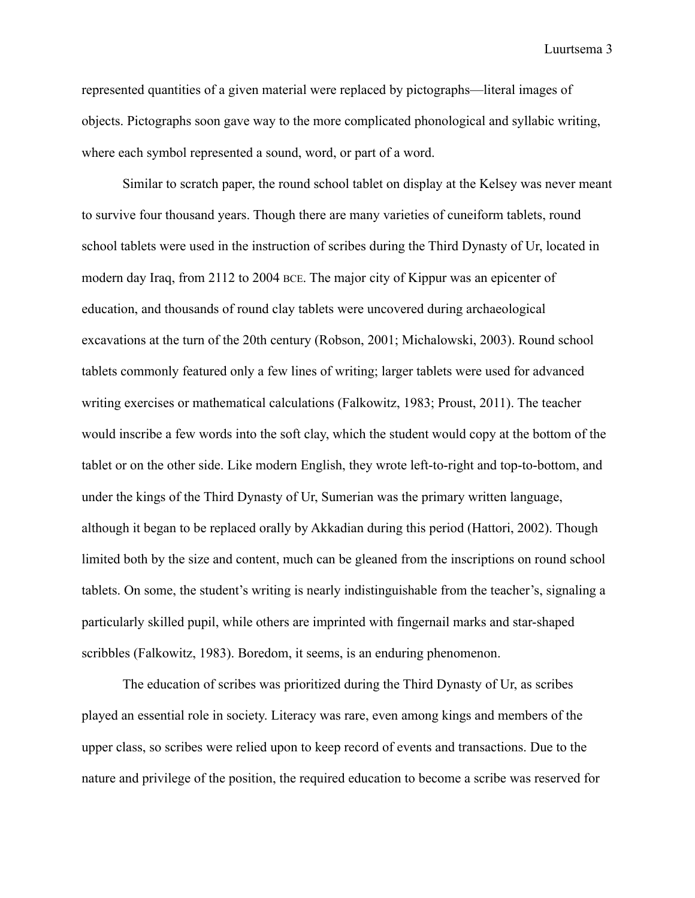represented quantities of a given material were replaced by pictographs—literal images of objects. Pictographs soon gave way to the more complicated phonological and syllabic writing, where each symbol represented a sound, word, or part of a word.

Similar to scratch paper, the round school tablet on display at the Kelsey was never meant to survive four thousand years. Though there are many varieties of cuneiform tablets, round school tablets were used in the instruction of scribes during the Third Dynasty of Ur, located in modern day Iraq, from 2112 to 2004 BCE. The major city of Kippur was an epicenter of education, and thousands of round clay tablets were uncovered during archaeological excavations at the turn of the 20th century (Robson, 2001; Michalowski, 2003). Round school tablets commonly featured only a few lines of writing; larger tablets were used for advanced writing exercises or mathematical calculations (Falkowitz, 1983; Proust, 2011). The teacher would inscribe a few words into the soft clay, which the student would copy at the bottom of the tablet or on the other side. Like modern English, they wrote left-to-right and top-to-bottom, and under the kings of the Third Dynasty of Ur, Sumerian was the primary written language, although it began to be replaced orally by Akkadian during this period (Hattori, 2002). Though limited both by the size and content, much can be gleaned from the inscriptions on round school tablets. On some, the student's writing is nearly indistinguishable from the teacher's, signaling a particularly skilled pupil, while others are imprinted with fingernail marks and star-shaped scribbles (Falkowitz, 1983). Boredom, it seems, is an enduring phenomenon.

The education of scribes was prioritized during the Third Dynasty of Ur, as scribes played an essential role in society. Literacy was rare, even among kings and members of the upper class, so scribes were relied upon to keep record of events and transactions. Due to the nature and privilege of the position, the required education to become a scribe was reserved for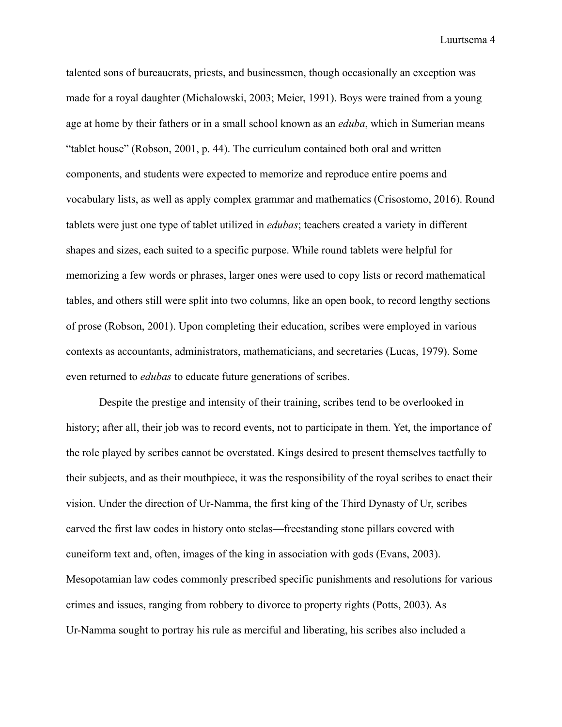talented sons of bureaucrats, priests, and businessmen, though occasionally an exception was made for a royal daughter (Michalowski, 2003; Meier, 1991). Boys were trained from a young age at home by their fathers or in a small school known as an *eduba*, which in Sumerian means "tablet house" (Robson, 2001, p. 44). The curriculum contained both oral and written components, and students were expected to memorize and reproduce entire poems and vocabulary lists, as well as apply complex grammar and mathematics (Crisostomo, 2016). Round tablets were just one type of tablet utilized in *edubas*; teachers created a variety in different shapes and sizes, each suited to a specific purpose. While round tablets were helpful for memorizing a few words or phrases, larger ones were used to copy lists or record mathematical tables, and others still were split into two columns, like an open book, to record lengthy sections of prose (Robson, 2001). Upon completing their education, scribes were employed in various contexts as accountants, administrators, mathematicians, and secretaries (Lucas, 1979). Some even returned to *edubas* to educate future generations of scribes.

Despite the prestige and intensity of their training, scribes tend to be overlooked in history; after all, their job was to record events, not to participate in them. Yet, the importance of the role played by scribes cannot be overstated. Kings desired to present themselves tactfully to their subjects, and as their mouthpiece, it was the responsibility of the royal scribes to enact their vision. Under the direction of Ur-Namma, the first king of the Third Dynasty of Ur, scribes carved the first law codes in history onto stelas—freestanding stone pillars covered with cuneiform text and, often, images of the king in association with gods (Evans, 2003). Mesopotamian law codes commonly prescribed specific punishments and resolutions for various crimes and issues, ranging from robbery to divorce to property rights (Potts, 2003). As Ur-Namma sought to portray his rule as merciful and liberating, his scribes also included a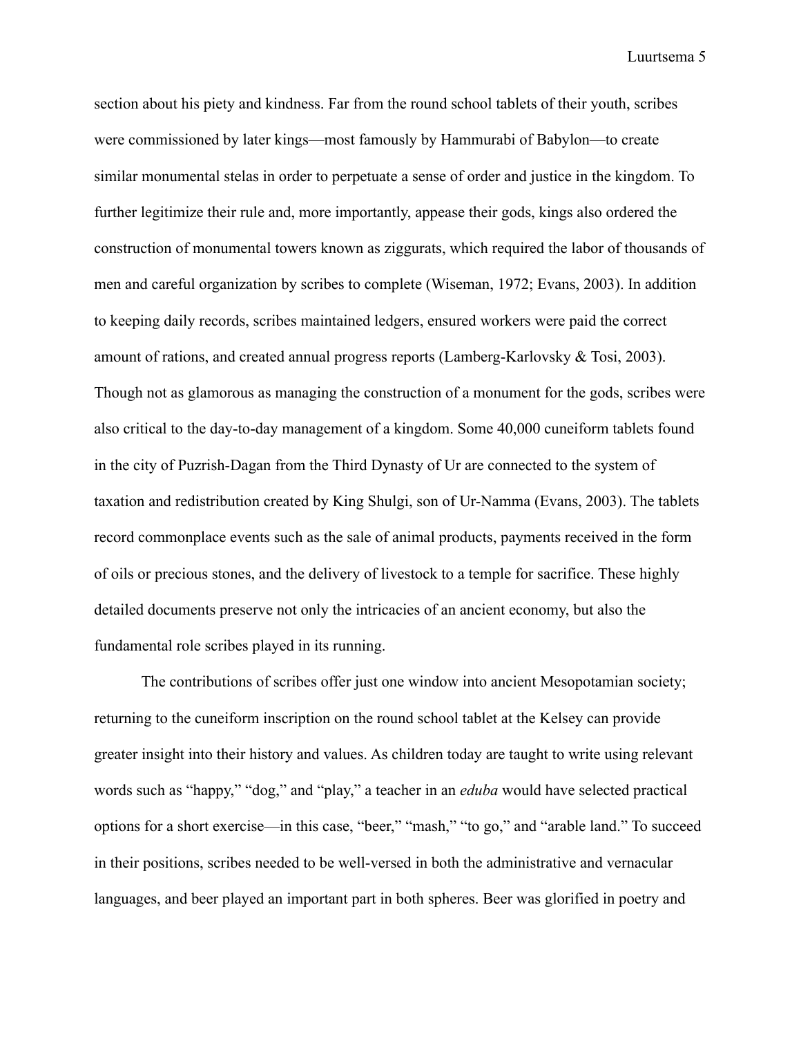section about his piety and kindness. Far from the round school tablets of their youth, scribes were commissioned by later kings—most famously by Hammurabi of Babylon—to create similar monumental stelas in order to perpetuate a sense of order and justice in the kingdom. To further legitimize their rule and, more importantly, appease their gods, kings also ordered the construction of monumental towers known as ziggurats, which required the labor of thousands of men and careful organization by scribes to complete (Wiseman, 1972; Evans, 2003). In addition to keeping daily records, scribes maintained ledgers, ensured workers were paid the correct amount of rations, and created annual progress reports (Lamberg-Karlovsky & Tosi, 2003). Though not as glamorous as managing the construction of a monument for the gods, scribes were also critical to the day-to-day management of a kingdom. Some 40,000 cuneiform tablets found in the city of Puzrish-Dagan from the Third Dynasty of Ur are connected to the system of taxation and redistribution created by King Shulgi, son of Ur-Namma (Evans, 2003). The tablets record commonplace events such as the sale of animal products, payments received in the form of oils or precious stones, and the delivery of livestock to a temple for sacrifice. These highly detailed documents preserve not only the intricacies of an ancient economy, but also the fundamental role scribes played in its running.

The contributions of scribes offer just one window into ancient Mesopotamian society; returning to the cuneiform inscription on the round school tablet at the Kelsey can provide greater insight into their history and values. As children today are taught to write using relevant words such as “happy,” “dog,” and “play,” a teacher in an *eduba* would have selected practical options for a short exercise—in this case, “beer,” “mash,” “to go,” and “arable land.” To succeed in their positions, scribes needed to be well-versed in both the administrative and vernacular languages, and beer played an important part in both spheres. Beer was glorified in poetry and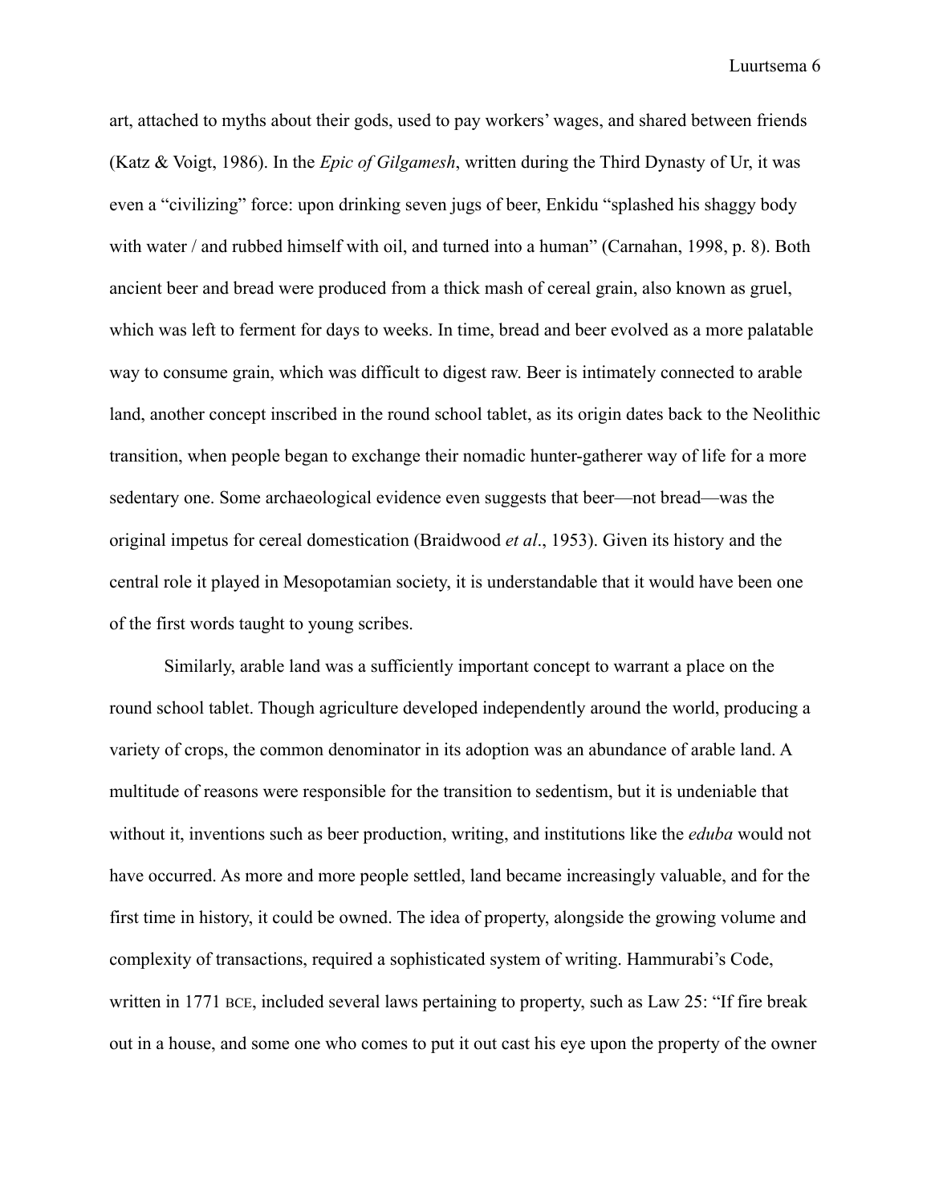art, attached to myths about their gods, used to pay workers' wages, and shared between friends (Katz & Voigt, 1986). In the *Epic of Gilgamesh*, written during the Third Dynasty of Ur, it was even a "civilizing" force: upon drinking seven jugs of beer, Enkidu "splashed his shaggy body with water / and rubbed himself with oil, and turned into a human" (Carnahan, 1998, p. 8). Both ancient beer and bread were produced from a thick mash of cereal grain, also known as gruel, which was left to ferment for days to weeks. In time, bread and beer evolved as a more palatable way to consume grain, which was difficult to digest raw. Beer is intimately connected to arable land, another concept inscribed in the round school tablet, as its origin dates back to the Neolithic transition, when people began to exchange their nomadic hunter-gatherer way of life for a more sedentary one. Some archaeological evidence even suggests that beer—not bread—was the original impetus for cereal domestication (Braidwood *et al*., 1953). Given its history and the central role it played in Mesopotamian society, it is understandable that it would have been one of the first words taught to young scribes.

Similarly, arable land was a sufficiently important concept to warrant a place on the round school tablet. Though agriculture developed independently around the world, producing a variety of crops, the common denominator in its adoption was an abundance of arable land. A multitude of reasons were responsible for the transition to sedentism, but it is undeniable that without it, inventions such as beer production, writing, and institutions like the *eduba* would not have occurred. As more and more people settled, land became increasingly valuable, and for the first time in history, it could be owned. The idea of property, alongside the growing volume and complexity of transactions, required a sophisticated system of writing. Hammurabi's Code, written in 1771 BCE, included several laws pertaining to property, such as Law 25: "If fire break out in a house, and some one who comes to put it out cast his eye upon the property of the owner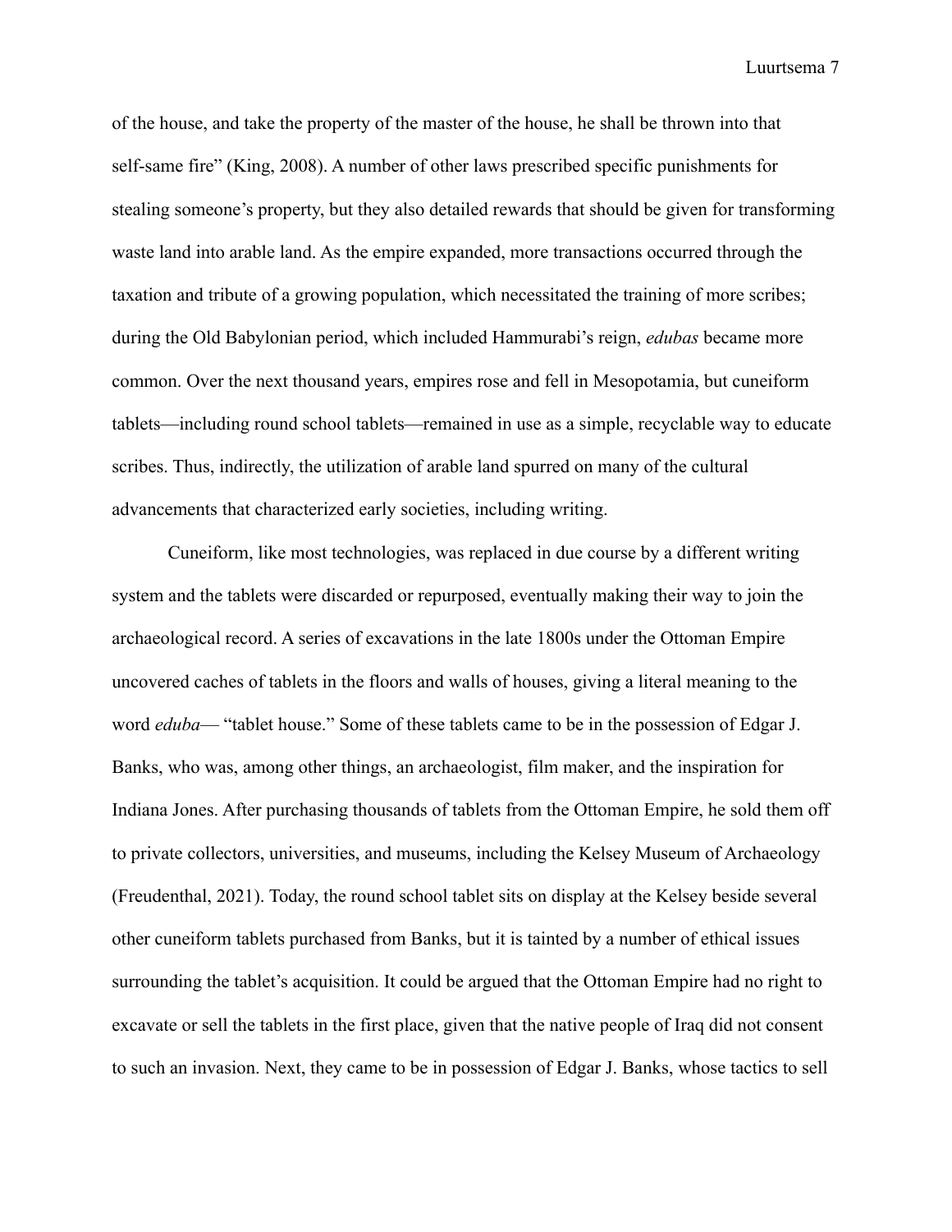of the house, and take the property of the master of the house, he shall be thrown into that self-same fire" (King, 2008). A number of other laws prescribed specific punishments for stealing someone's property, but they also detailed rewards that should be given for transforming waste land into arable land. As the empire expanded, more transactions occurred through the taxation and tribute of a growing population, which necessitated the training of more scribes; during the Old Babylonian period, which included Hammurabi's reign, *edubas* became more common. Over the next thousand years, empires rose and fell in Mesopotamia, but cuneiform tablets—including round school tablets—remained in use as a simple, recyclable way to educate scribes. Thus, indirectly, the utilization of arable land spurred on many of the cultural advancements that characterized early societies, including writing.

Cuneiform, like most technologies, was replaced in due course by a different writing system and the tablets were discarded or repurposed, eventually making their way to join the archaeological record. A series of excavations in the late 1800s under the Ottoman Empire uncovered caches of tablets in the floors and walls of houses, giving a literal meaning to the word *eduba*— "tablet house." Some of these tablets came to be in the possession of Edgar J. Banks, who was, among other things, an archaeologist, film maker, and the inspiration for Indiana Jones. After purchasing thousands of tablets from the Ottoman Empire, he sold them off to private collectors, universities, and museums, including the Kelsey Museum of Archaeology (Freudenthal, 2021). Today, the round school tablet sits on display at the Kelsey beside several other cuneiform tablets purchased from Banks, but it is tainted by a number of ethical issues surrounding the tablet's acquisition. It could be argued that the Ottoman Empire had no right to excavate or sell the tablets in the first place, given that the native people of Iraq did not consent to such an invasion. Next, they came to be in possession of Edgar J. Banks, whose tactics to sell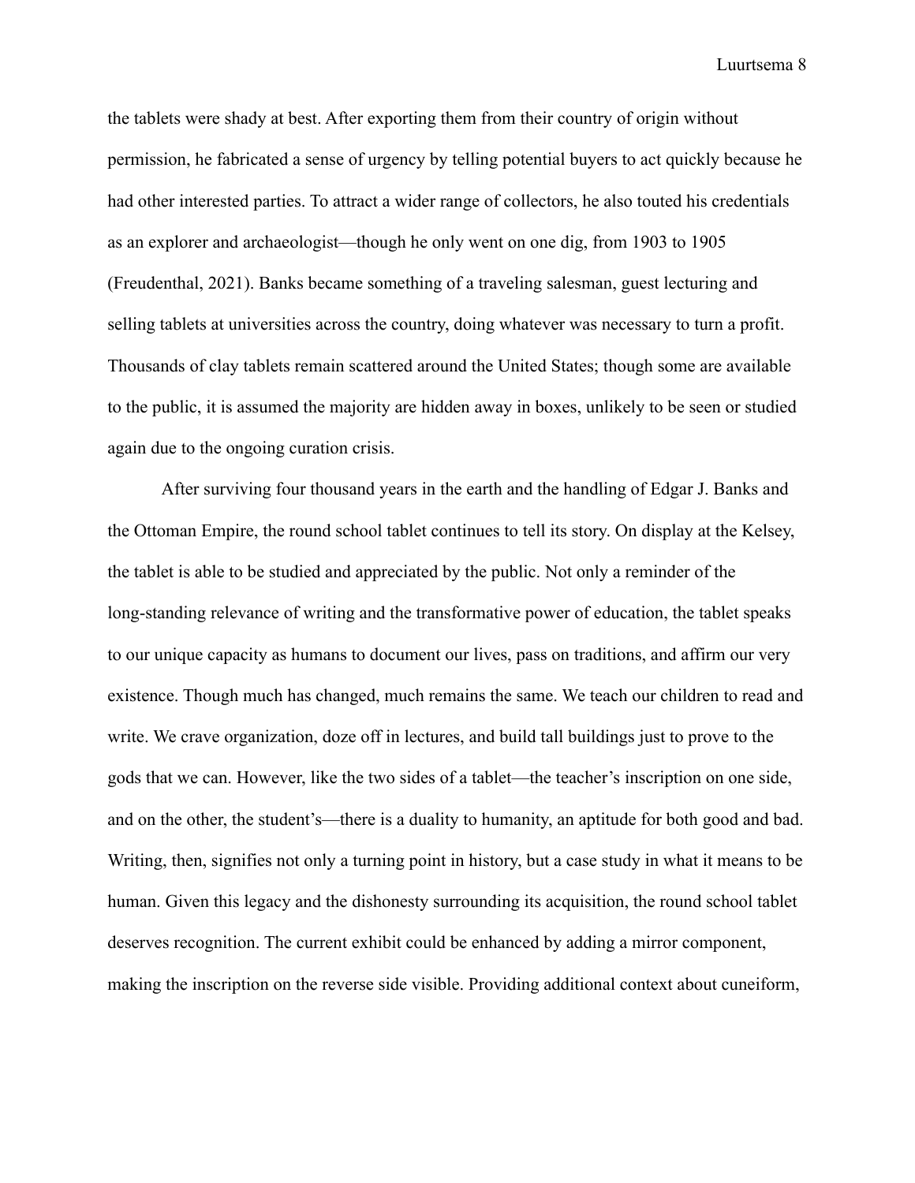the tablets were shady at best. After exporting them from their country of origin without permission, he fabricated a sense of urgency by telling potential buyers to act quickly because he had other interested parties. To attract a wider range of collectors, he also touted his credentials as an explorer and archaeologist—though he only went on one dig, from 1903 to 1905 (Freudenthal, 2021). Banks became something of a traveling salesman, guest lecturing and selling tablets at universities across the country, doing whatever was necessary to turn a profit. Thousands of clay tablets remain scattered around the United States; though some are available to the public, it is assumed the majority are hidden away in boxes, unlikely to be seen or studied again due to the ongoing curation crisis.

After surviving four thousand years in the earth and the handling of Edgar J. Banks and the Ottoman Empire, the round school tablet continues to tell its story. On display at the Kelsey, the tablet is able to be studied and appreciated by the public. Not only a reminder of the long-standing relevance of writing and the transformative power of education, the tablet speaks to our unique capacity as humans to document our lives, pass on traditions, and affirm our very existence. Though much has changed, much remains the same. We teach our children to read and write. We crave organization, doze off in lectures, and build tall buildings just to prove to the gods that we can. However, like the two sides of a tablet—the teacher's inscription on one side, and on the other, the student's—there is a duality to humanity, an aptitude for both good and bad. Writing, then, signifies not only a turning point in history, but a case study in what it means to be human. Given this legacy and the dishonesty surrounding its acquisition, the round school tablet deserves recognition. The current exhibit could be enhanced by adding a mirror component, making the inscription on the reverse side visible. Providing additional context about cuneiform,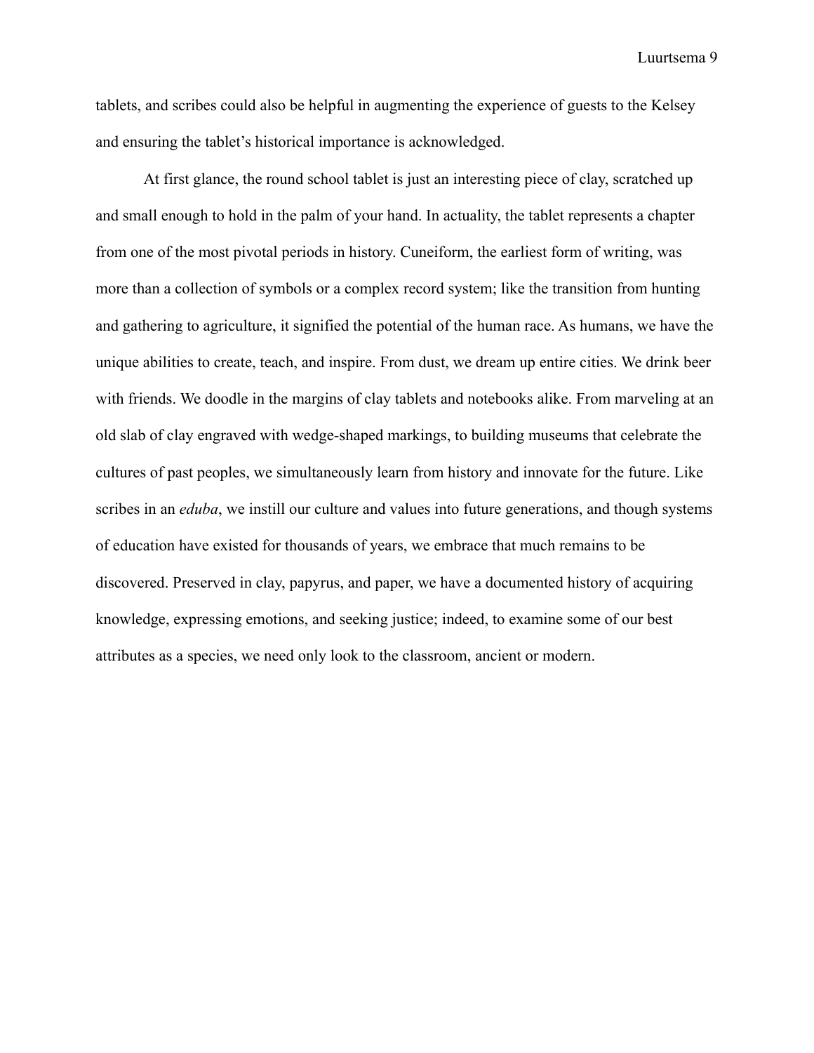tablets, and scribes could also be helpful in augmenting the experience of guests to the Kelsey and ensuring the tablet's historical importance is acknowledged.

At first glance, the round school tablet is just an interesting piece of clay, scratched up and small enough to hold in the palm of your hand. In actuality, the tablet represents a chapter from one of the most pivotal periods in history. Cuneiform, the earliest form of writing, was more than a collection of symbols or a complex record system; like the transition from hunting and gathering to agriculture, it signified the potential of the human race. As humans, we have the unique abilities to create, teach, and inspire. From dust, we dream up entire cities. We drink beer with friends. We doodle in the margins of clay tablets and notebooks alike. From marveling at an old slab of clay engraved with wedge-shaped markings, to building museums that celebrate the cultures of past peoples, we simultaneously learn from history and innovate for the future. Like scribes in an *eduba*, we instill our culture and values into future generations, and though systems of education have existed for thousands of years, we embrace that much remains to be discovered. Preserved in clay, papyrus, and paper, we have a documented history of acquiring knowledge, expressing emotions, and seeking justice; indeed, to examine some of our best attributes as a species, we need only look to the classroom, ancient or modern.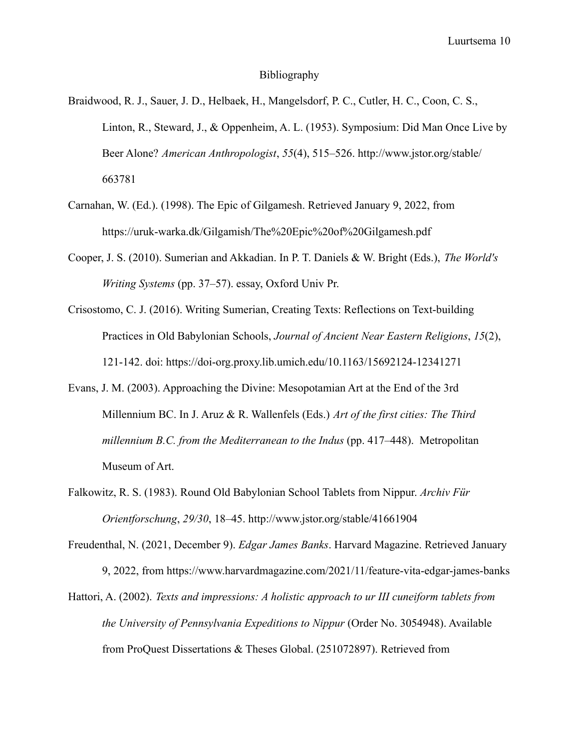# Bibliography

Braidwood, R. J., Sauer, J. D., Helbaek, H., Mangelsdorf, P. C., Cutler, H. C., Coon, C. S., Linton, R., Steward, J., & Oppenheim, A. L. (1953). Symposium: Did Man Once Live by Beer Alone? *American Anthropologist*, *55*(4), 515–526. http://www.jstor.org/stable/663781

Carnahan, W. (Ed.). (1998). The Epic of Gilgamesh. Retrieved January 9, 2022, from https://uruk-warka.dk/Gilgamish/The%20Epic%20of%20Gilgamesh.pdf

Cooper, J. S. (2010). Sumerian and Akkadian. In P. T. Daniels & W. Bright (Eds.), *The World's Writing Systems* (pp. 37–57). essay, Oxford Univ Pr.

Crisostomo, C. J. (2016). Writing Sumerian, Creating Texts: Reflections on Text-building Practices in Old Babylonian Schools, *Journal of Ancient Near Eastern Religions*, *15*(2), 121-142. doi: https://doi-org.proxy.lib.umich.edu/10.1163/15692124-12341271

Evans, J. M. (2003). Approaching the Divine: Mesopotamian Art at the End of the 3rd Millennium BC. In J. Aruz & R. Wallenfels (Eds.) *Art of the first cities: The Third millennium B.C. from the Mediterranean to the Indus* (pp. 417–448). Metropolitan Museum of Art.

Falkowitz, R. S. (1983). Round Old Babylonian School Tablets from Nippur. *Archiv Für Orientforschung*, *29/30*, 18–45. http://www.jstor.org/stable/41661904

Freudenthal, N. (2021, December 9). *Edgar James Banks*. Harvard Magazine. Retrieved January 9, 2022, from https://www.harvardmagazine.com/2021/11/feature-vita-edgar-james-banks

Hattori, A. (2002). *Texts and impressions: A holistic approach to ur III cuneiform tablets from the University of Pennsylvania Expeditions to Nippur* (Order No. 3054948). Available from ProQuest Dissertations & Theses Global. (251072897). Retrieved from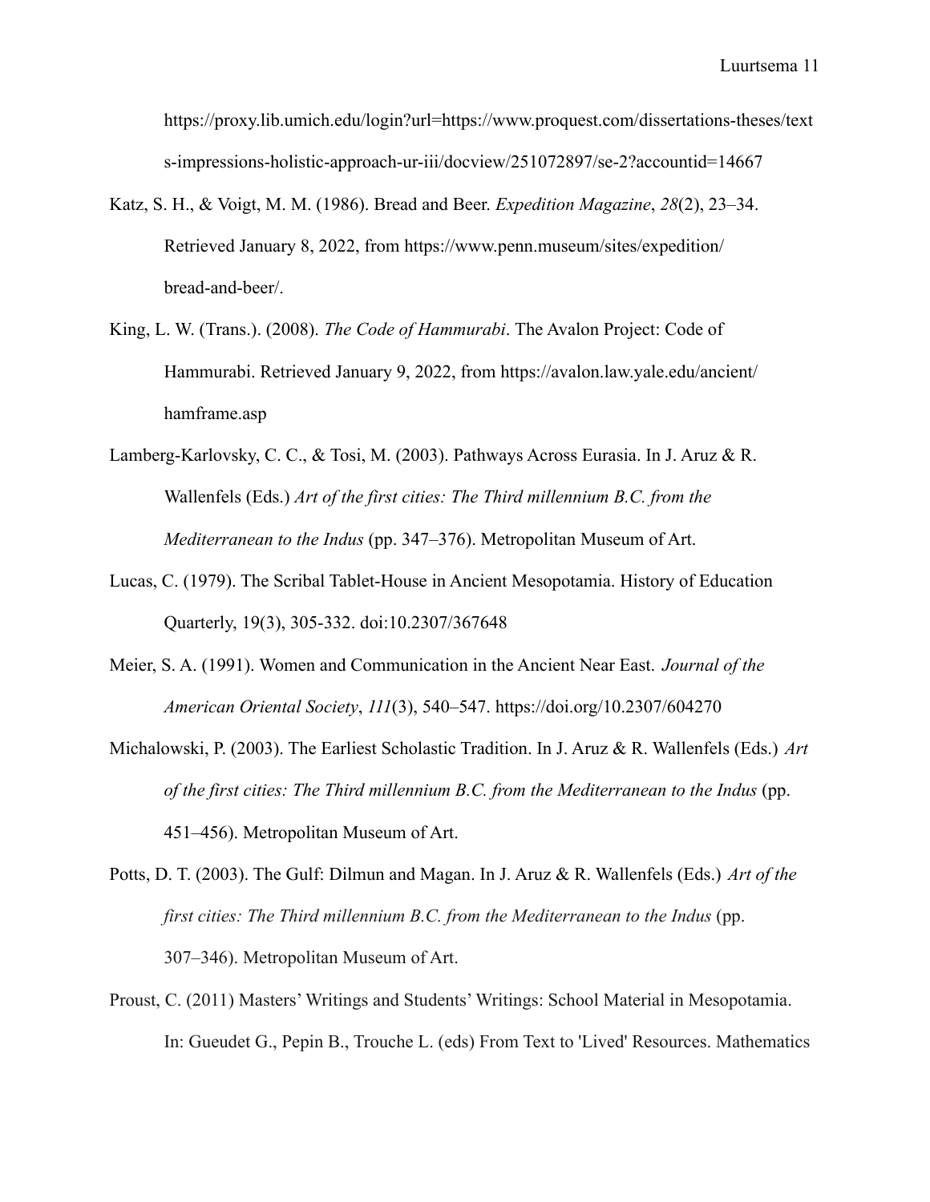https://proxy.lib.umich.edu/login?url=https://www.proquest.com/dissertations-theses/texts-impressions-holistic-approach-ur-iii/docview/251072897/se-2?accountid=14667

Katz, S. H., & Voigt, M. M. (1986). Bread and Beer. *Expedition Magazine*, *28*(2), 23–34. Retrieved January 8, 2022, from https://www.penn.museum/sites/expedition/bread-and-beer/.

King, L. W. (Trans.). (2008). *The Code of Hammurabi*. The Avalon Project: Code of Hammurabi. Retrieved January 9, 2022, from https://avalon.law.yale.edu/ancient/hamframe.asp

Lamberg-Karlovsky, C. C., & Tosi, M. (2003). Pathways Across Eurasia. In J. Aruz & R. Wallenfels (Eds.) *Art of the first cities: The Third millennium B.C. from the Mediterranean to the Indus* (pp. 347–376). Metropolitan Museum of Art.

Lucas, C. (1979). The Scribal Tablet-House in Ancient Mesopotamia. History of Education Quarterly, 19(3), 305-332. doi:10.2307/367648

Meier, S. A. (1991). Women and Communication in the Ancient Near East. *Journal of the American Oriental Society*, *111*(3), 540–547. https://doi.org/10.2307/604270

Michalowski, P. (2003). The Earliest Scholastic Tradition. In J. Aruz & R. Wallenfels (Eds.) *Art of the first cities: The Third millennium B.C. from the Mediterranean to the Indus* (pp. 451–456). Metropolitan Museum of Art.

Potts, D. T. (2003). The Gulf: Dilmun and Magan. In J. Aruz & R. Wallenfels (Eds.) *Art of the first cities: The Third millennium B.C. from the Mediterranean to the Indus* (pp. 307–346). Metropolitan Museum of Art.

Proust, C. (2011) Masters' Writings and Students' Writings: School Material in Mesopotamia. In: Gueudet G., Pepin B., Trouche L. (eds) From Text to 'Lived' Resources. Mathematics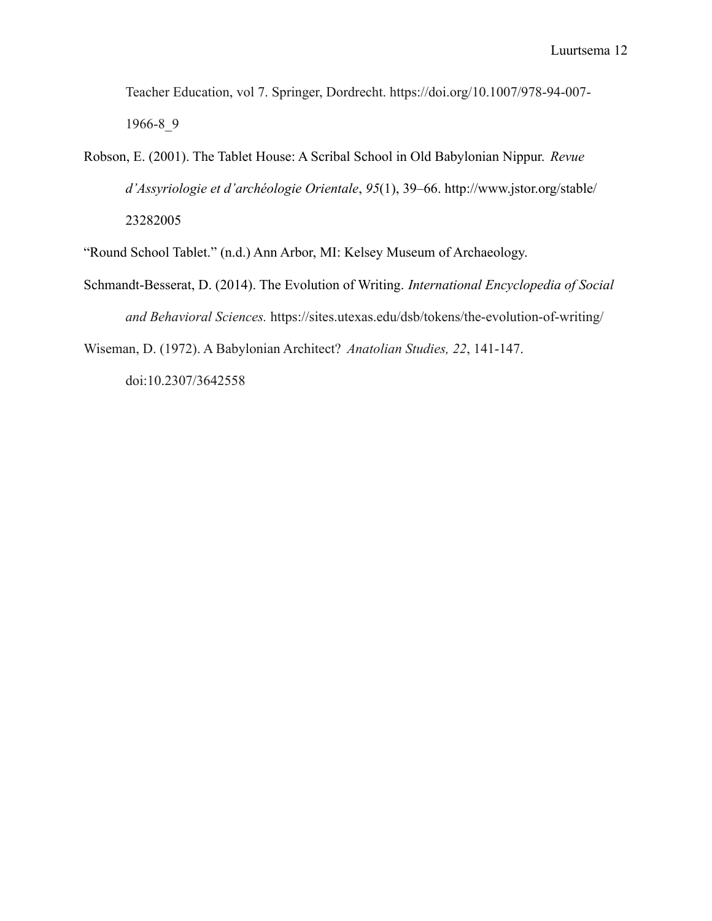Teacher Education, vol 7. Springer, Dordrecht. https://doi.org/10.1007/978-94-007-1966-8_9

Robson, E. (2001). The Tablet House: A Scribal School in Old Babylonian Nippur. *Revue d'Assyriologie et d'archéologie Orientale*, *95*(1), 39–66. http://www.jstor.org/stable/23282005

"Round School Tablet." (n.d.) Ann Arbor, MI: Kelsey Museum of Archaeology.

Schmandt-Besserat, D. (2014). The Evolution of Writing. *International Encyclopedia of Social and Behavioral Sciences.* https://sites.utexas.edu/dsb/tokens/the-evolution-of-writing/

Wiseman, D. (1972). A Babylonian Architect? *Anatolian Studies, 22*, 141-147. doi:10.2307/3642558